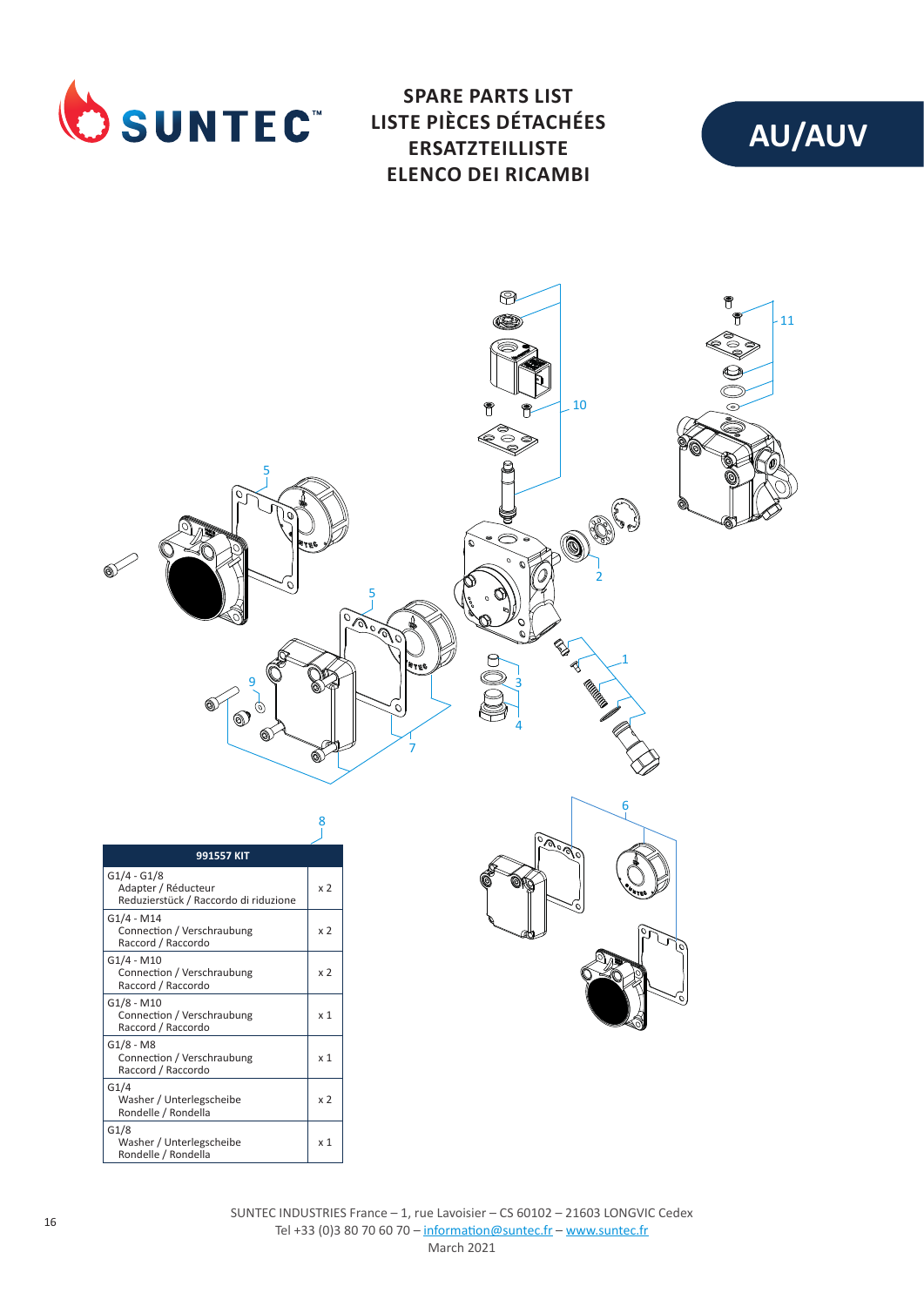# SPARE PARTS LIST
# LISTE PIÈCES DÉTACHÉES
# ERSATZTEILLISTE
# ELENCO DEI RICAMBI

## AU/AUV

10 11 5 2 5 1 9 3 4 7 8 6

| 991557 KIT | |
|---|---|
| G1/4 - G1/8<br>Adapter / Réducteur<br>Reduzierstück / Raccordo di riduzione | x 2 |
| G1/4 - M14<br>Connection / Verschraubung<br>Raccord / Raccordo | x 2 |
| G1/4 - M10<br>Connection / Verschraubung<br>Raccord / Raccordo | x 2 |
| G1/8 - M10<br>Connection / Verschraubung<br>Raccord / Raccordo | x 1 |
| G1/8 - M8<br>Connection / Verschraubung<br>Raccord / Raccordo | x 1 |
| G1/4<br>Washer / Unterlegscheibe<br>Rondelle / Rondella | x 2 |
| G1/8<br>Washer / Unterlegscheibe<br>Rondelle / Rondella | x 1 |

SUNTEC INDUSTRIES France – 1, rue Lavoisier – CS 60102 – 21603 LONGVIC Cedex
Tel +33 (0)3 80 70 60 70 – information@suntec.fr – www.suntec.fr
March 2021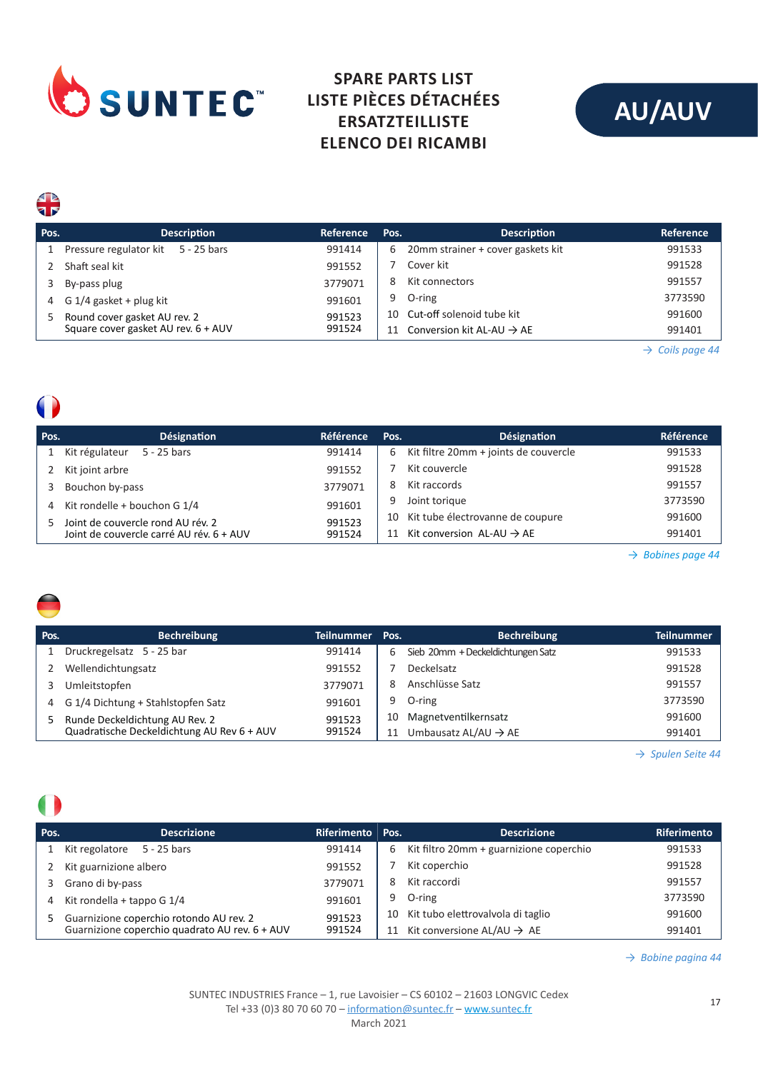# SPARE PARTS LIST
# LISTE PIÈCES DÉTACHÉES
# ERSATZTEILLISTE
# ELENCO DEI RICAMBI

## AU/AUV

| Pos. | Description | Reference | Pos. | Description | Reference |
|---|---|---|---|---|---|
| 1 | Pressure regulator kit 5 - 25 bars | 991414 | 6 | 20mm strainer + cover gaskets kit | 991533 |
| 2 | Shaft seal kit | 991552 | 7 | Cover kit | 991528 |
| 3 | By-pass plug | 3779071 | 8 | Kit connectors | 991557 |
| 4 | G 1/4 gasket + plug kit | 991601 | 9 | O-ring | 3773590 |
| 5 | Round cover gasket AU rev. 2<br>Square cover gasket AU rev. 6 + AUV | 991523<br>991524 | 10 | Cut-off solenoid tube kit | 991600 |
| | | | 11 | Conversion kit AL-AU → AE | 991401 |

*→ Coils page 44*

| Pos. | Désignation | Référence | Pos. | Désignation | Référence |
|---|---|---|---|---|---|
| 1 | Kit régulateur 5 - 25 bars | 991414 | 6 | Kit filtre 20mm + joints de couvercle | 991533 |
| 2 | Kit joint arbre | 991552 | 7 | Kit couvercle | 991528 |
| 3 | Bouchon by-pass | 3779071 | 8 | Kit raccords | 991557 |
| 4 | Kit rondelle + bouchon G 1/4 | 991601 | 9 | Joint torique | 3773590 |
| 5 | Joint de couvercle rond AU rév. 2<br>Joint de couvercle carré AU rév. 6 + AUV | 991523<br>991524 | 10 | Kit tube électrovanne de coupure | 991600 |
| | | | 11 | Kit conversion AL-AU → AE | 991401 |

*→ Bobines page 44*

| Pos. | Bechreibung | Teilnummer | Pos. | Bechreibung | Teilnummer |
|---|---|---|---|---|---|
| 1 | Druckregelsatz 5 - 25 bar | 991414 | 6 | Sieb 20mm + Deckeldichtungen Satz | 991533 |
| 2 | Wellendichtungsatz | 991552 | 7 | Deckelsatz | 991528 |
| 3 | Umleitstopfen | 3779071 | 8 | Anschlüsse Satz | 991557 |
| 4 | G 1/4 Dichtung + Stahlstopfen Satz | 991601 | 9 | O-ring | 3773590 |
| 5 | Runde Deckeldichtung AU Rev. 2<br>Quadratische Deckeldichtung AU Rev 6 + AUV | 991523<br>991524 | 10 | Magnetventilkernsatz | 991600 |
| | | | 11 | Umbausatz AL/AU → AE | 991401 |

*→ Spulen Seite 44*

| Pos. | Descrizione | Riferimento | Pos. | Descrizione | Riferimento |
|---|---|---|---|---|---|
| 1 | Kit regolatore 5 - 25 bars | 991414 | 6 | Kit filtro 20mm + guarnizione coperchio | 991533 |
| 2 | Kit guarnizione albero | 991552 | 7 | Kit coperchio | 991528 |
| 3 | Grano di by-pass | 3779071 | 8 | Kit raccordi | 991557 |
| 4 | Kit rondella + tappo G 1/4 | 991601 | 9 | O-ring | 3773590 |
| 5 | Guarnizione coperchio rotondo AU rev. 2<br>Guarnizione coperchio quadrato AU rev. 6 + AUV | 991523<br>991524 | 10 | Kit tubo elettrovalvola di taglio | 991600 |
| | | | 11 | Kit conversione AL/AU → AE | 991401 |

*→ Bobine pagina 44*

SUNTEC INDUSTRIES France – 1, rue Lavoisier – CS 60102 – 21603 LONGVIC Cedex
Tel +33 (0)3 80 70 60 70 – information@suntec.fr – www.suntec.fr
March 2021